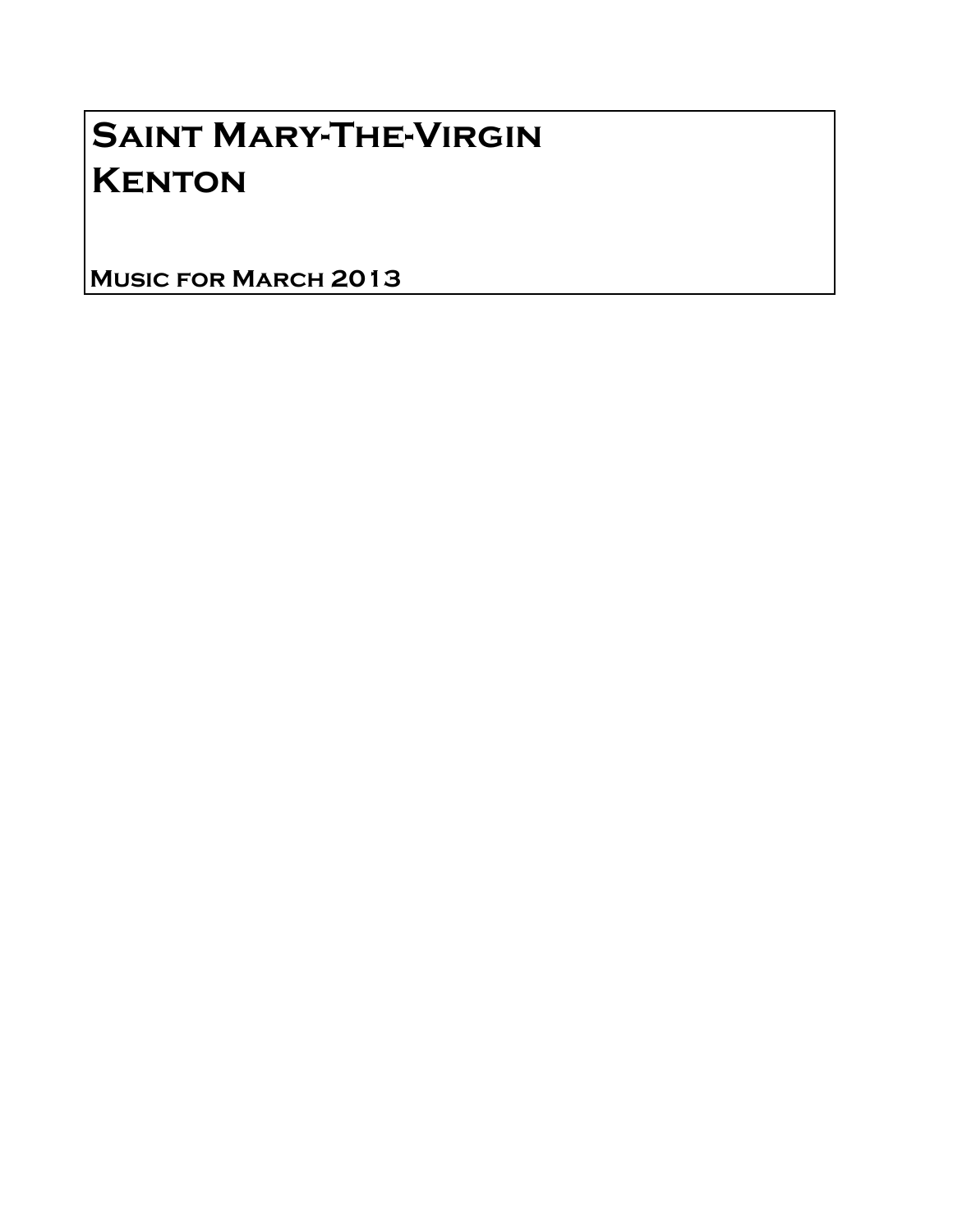# Saint Mary-The-Virgin
# Kenton

**Music for March 2013**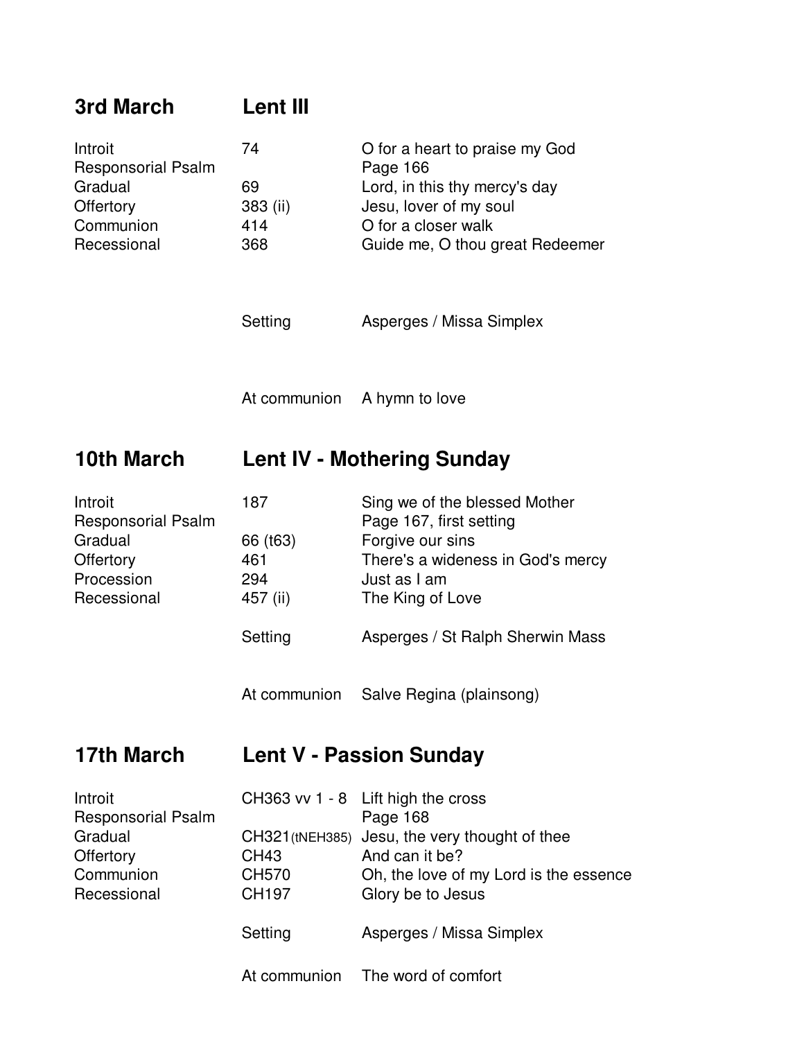## 3rd March — Lent III

| | | |
|---|---|---|
| Introit | 74 | O for a heart to praise my God |
| Responsorial Psalm | | Page 166 |
| Gradual | 69 | Lord, in this thy mercy's day |
| Offertory | 383 (ii) | Jesu, lover of my soul |
| Communion | 414 | O for a closer walk |
| Recessional | 368 | Guide me, O thou great Redeemer |
| | Setting | Asperges / Missa Simplex |
| | At communion | A hymn to love |

## 10th March — Lent IV - Mothering Sunday

| | | |
|---|---|---|
| Introit | 187 | Sing we of the blessed Mother |
| Responsorial Psalm | | Page 167, first setting |
| Gradual | 66 (t63) | Forgive our sins |
| Offertory | 461 | There's a wideness in God's mercy |
| Procession | 294 | Just as I am |
| Recessional | 457 (ii) | The King of Love |
| | Setting | Asperges / St Ralph Sherwin Mass |
| | At communion | Salve Regina (plainsong) |

## 17th March — Lent V - Passion Sunday

| | | |
|---|---|---|
| Introit | CH363 vv 1 - 8 | Lift high the cross |
| Responsorial Psalm | | Page 168 |
| Gradual | CH321(tNEH385) | Jesu, the very thought of thee |
| Offertory | CH43 | And can it be? |
| Communion | CH570 | Oh, the love of my Lord is the essence |
| Recessional | CH197 | Glory be to Jesus |
| | Setting | Asperges / Missa Simplex |
| | At communion | The word of comfort |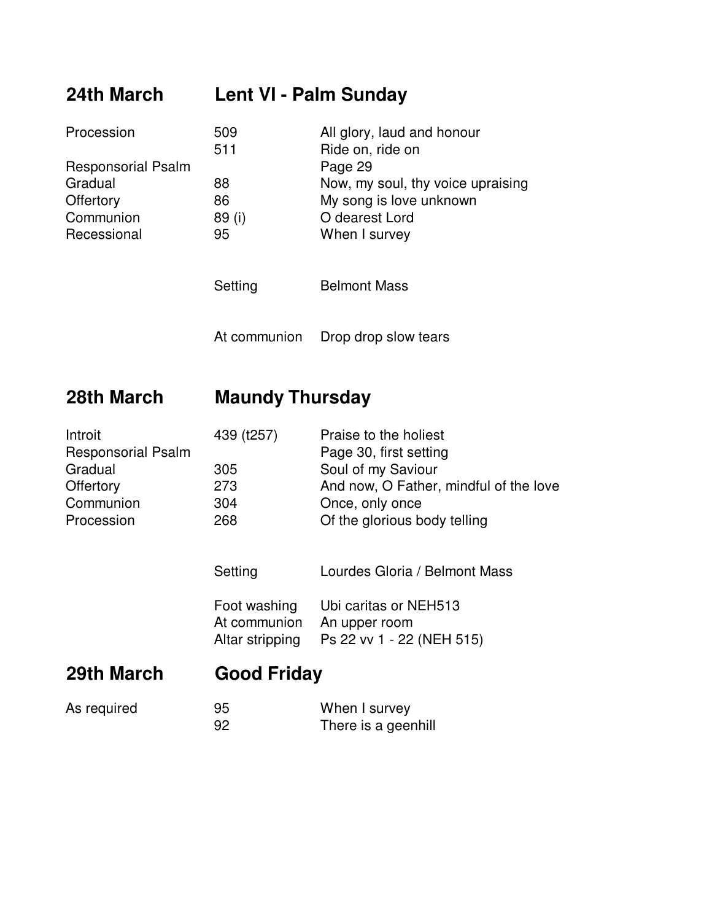## 24th March — Lent VI - Palm Sunday

| | | |
|---|---|---|
| Procession | 509 | All glory, laud and honour |
| | 511 | Ride on, ride on |
| Responsorial Psalm | | Page 29 |
| Gradual | 88 | Now, my soul, thy voice upraising |
| Offertory | 86 | My song is love unknown |
| Communion | 89 (i) | O dearest Lord |
| Recessional | 95 | When I survey |
| | Setting | Belmont Mass |
| | At communion | Drop drop slow tears |

## 28th March — Maundy Thursday

| | | |
|---|---|---|
| Introit | 439 (t257) | Praise to the holiest |
| Responsorial Psalm | | Page 30, first setting |
| Gradual | 305 | Soul of my Saviour |
| Offertory | 273 | And now, O Father, mindful of the love |
| Communion | 304 | Once, only once |
| Procession | 268 | Of the glorious body telling |
| | Setting | Lourdes Gloria / Belmont Mass |
| | Foot washing | Ubi caritas or NEH513 |
| | At communion | An upper room |
| | Altar stripping | Ps 22 vv 1 - 22 (NEH 515) |

## 29th March — Good Friday

| | | |
|---|---|---|
| As required | 95 | When I survey |
| | 92 | There is a geenhill |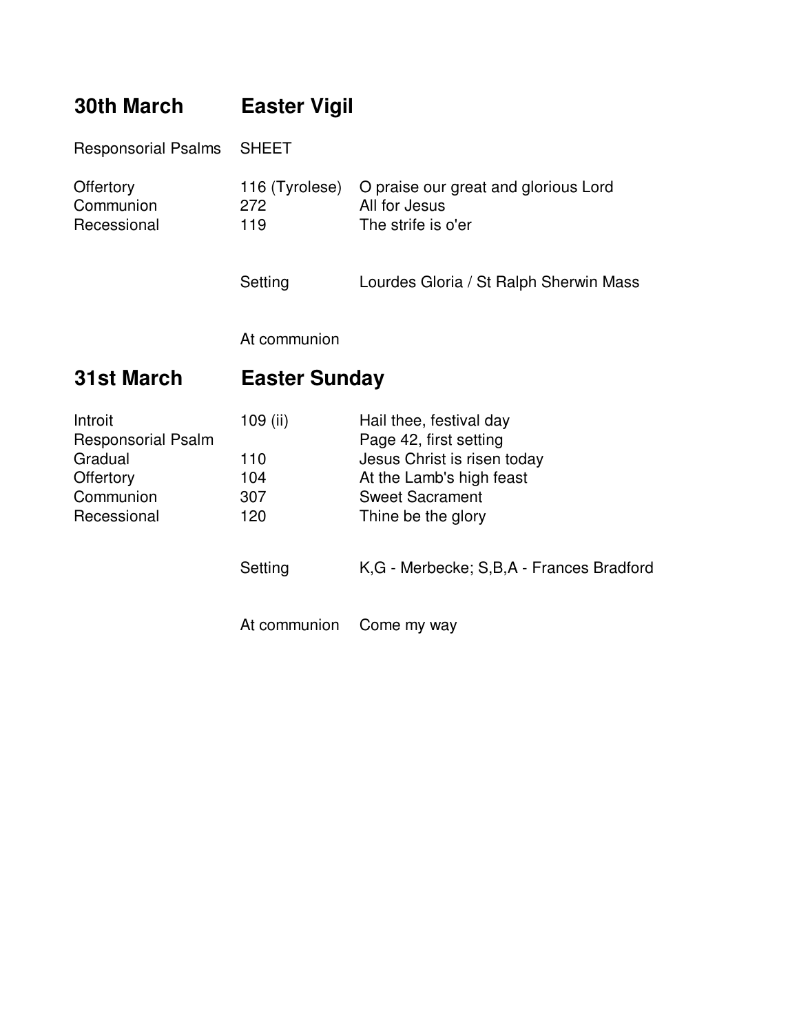## 30th March — Easter Vigil

| | | |
|---|---|---|
| Responsorial Psalms | SHEET | |
| Offertory | 116 (Tyrolese) | O praise our great and glorious Lord |
| Communion | 272 | All for Jesus |
| Recessional | 119 | The strife is o'er |
| | Setting | Lourdes Gloria / St Ralph Sherwin Mass |
| | At communion | |

## 31st March — Easter Sunday

| | | |
|---|---|---|
| Introit | 109 (ii) | Hail thee, festival day |
| Responsorial Psalm | | Page 42, first setting |
| Gradual | 110 | Jesus Christ is risen today |
| Offertory | 104 | At the Lamb's high feast |
| Communion | 307 | Sweet Sacrament |
| Recessional | 120 | Thine be the glory |
| | Setting | K,G - Merbecke; S,B,A - Frances Bradford |
| | At communion | Come my way |